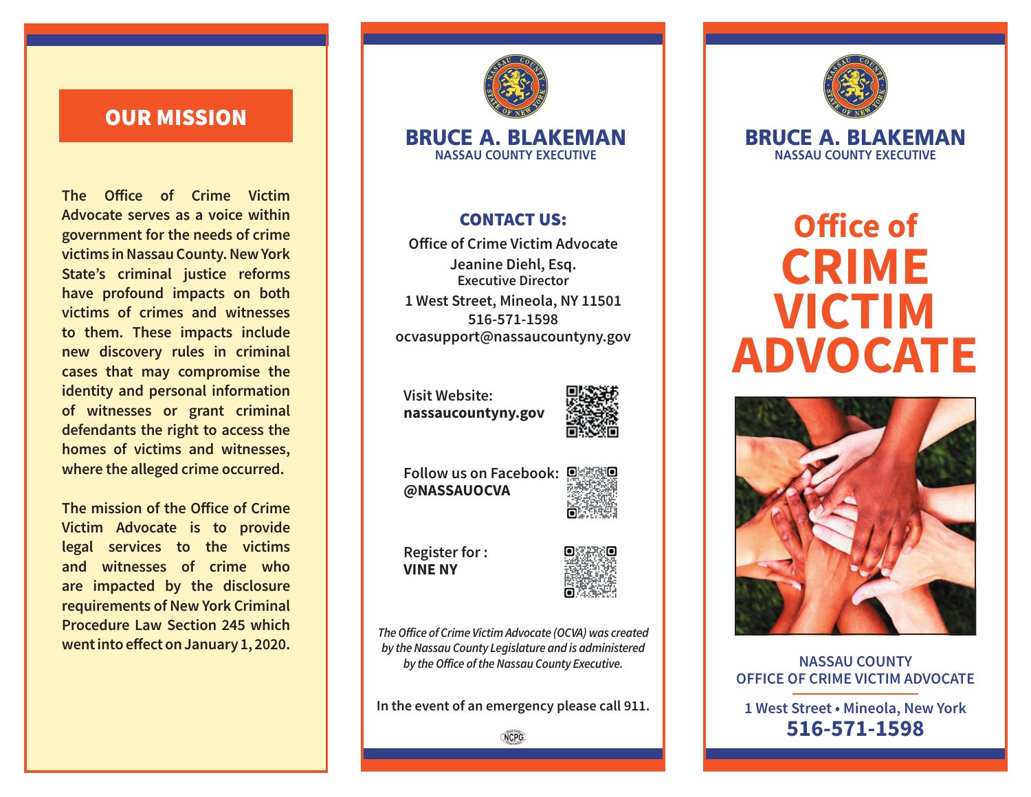## OUR MISSION

The Office of Crime Victim Advocate serves as a voice within government for the needs of crime victims in Nassau County. New York State's criminal justice reforms have profound impacts on both victims of crimes and witnesses to them. These impacts include new discovery rules in criminal cases that may compromise the identity and personal information of witnesses or grant criminal defendants the right to access the homes of victims and witnesses, where the alleged crime occurred.

The mission of the Office of Crime Victim Advocate is to provide legal services to the victims and witnesses of crime who are impacted by the disclosure requirements of New York Criminal Procedure Law Section 245 which went into effect on January 1, 2020.

**BRUCE A. BLAKEMAN**
NASSAU COUNTY EXECUTIVE

### CONTACT US:

Office of Crime Victim Advocate
Jeanine Diehl, Esq.
Executive Director
1 West Street, Mineola, NY 11501
516-571-1598
ocvasupport@nassaucountyny.gov

Visit Website:
**nassaucountyny.gov**

Follow us on Facebook:
**@NASSAUOCVA**

Register for :
**VINE NY**

*The Office of Crime Victim Advocate (OCVA) was created by the Nassau County Legislature and is administered by the Office of the Nassau County Executive.*

In the event of an emergency please call 911.

NCPG

**BRUCE A. BLAKEMAN**
NASSAU COUNTY EXECUTIVE

# Office of CRIME VICTIM ADVOCATE

NASSAU COUNTY
OFFICE OF CRIME VICTIM ADVOCATE

1 West Street • Mineola, New York
**516-571-1598**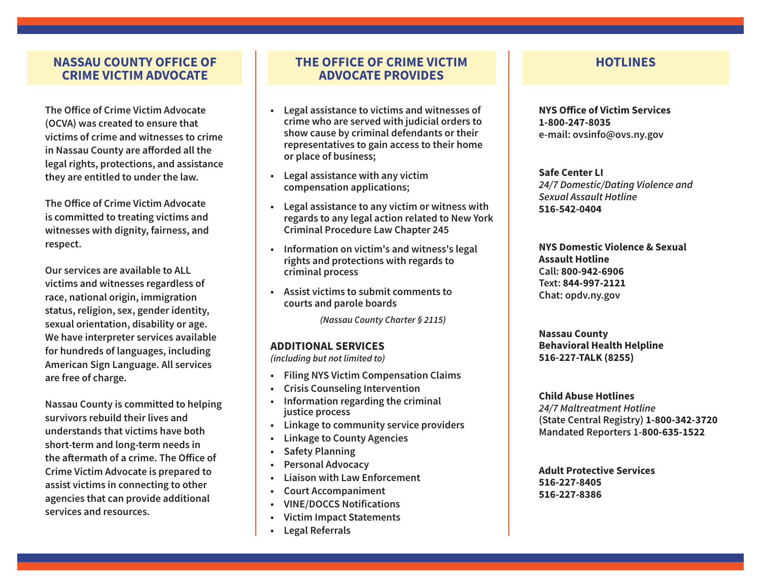## NASSAU COUNTY OFFICE OF CRIME VICTIM ADVOCATE

The Office of Crime Victim Advocate (OCVA) was created to ensure that victims of crime and witnesses to crime in Nassau County are afforded all the legal rights, protections, and assistance they are entitled to under the law.

The Office of Crime Victim Advocate is committed to treating victims and witnesses with dignity, fairness, and respect.

Our services are available to ALL victims and witnesses regardless of race, national origin, immigration status, religion, sex, gender identity, sexual orientation, disability or age. We have interpreter services available for hundreds of languages, including American Sign Language. All services are free of charge.

Nassau County is committed to helping survivors rebuild their lives and understands that victims have both short-term and long-term needs in the aftermath of a crime. The Office of Crime Victim Advocate is prepared to assist victims in connecting to other agencies that can provide additional services and resources.

## THE OFFICE OF CRIME VICTIM ADVOCATE PROVIDES

- Legal assistance to victims and witnesses of crime who are served with judicial orders to show cause by criminal defendants or their representatives to gain access to their home or place of business;
- Legal assistance with any victim compensation applications;
- Legal assistance to any victim or witness with regards to any legal action related to New York Criminal Procedure Law Chapter 245
- Information on victim's and witness's legal rights and protections with regards to criminal process
- Assist victims to submit comments to courts and parole boards

*(Nassau County Charter § 2115)*

### ADDITIONAL SERVICES

*(including but not limited to)*

- Filing NYS Victim Compensation Claims
- Crisis Counseling Intervention
- Information regarding the criminal justice process
- Linkage to community service providers
- Linkage to County Agencies
- Safety Planning
- Personal Advocacy
- Liaison with Law Enforcement
- Court Accompaniment
- VINE/DOCCS Notifications
- Victim Impact Statements
- Legal Referrals

## HOTLINES

**NYS Office of Victim Services**
**1-800-247-8035**
e-mail: ovsinfo@ovs.ny.gov

**Safe Center LI**
*24/7 Domestic/Dating Violence and Sexual Assault Hotline*
**516-542-0404**

**NYS Domestic Violence & Sexual Assault Hotline**
Call: **800-942-6906**
Text: **844-997-2121**
Chat: opdv.ny.gov

**Nassau County Behavioral Health Helpline**
**516-227-TALK (8255)**

**Child Abuse Hotlines**
*24/7 Maltreatment Hotline*
(State Central Registry) **1-800-342-3720**
Mandated Reporters 1-**800-635-1522**

**Adult Protective Services**
**516-227-8405**
**516-227-8386**